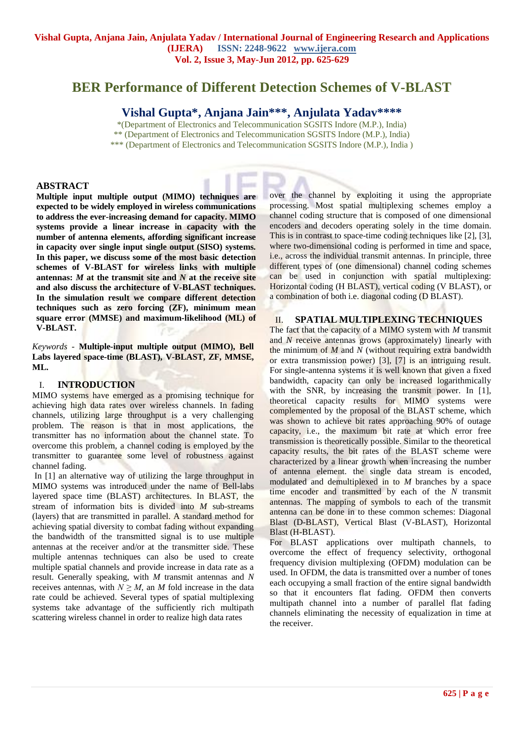# BER Performance of Different Detection Schemes of V-BLAST

## Vishal Gupta*, Anjana Jain***, Anjulata Yadav****

*(Department of Electronics and Telecommunication SGSITS Indore (M.P.), India)
** (Department of Electronics and Telecommunication SGSITS Indore (M.P.), India)
*** (Department of Electronics and Telecommunication SGSITS Indore (M.P.), India )

### ABSTRACT

**Multiple input multiple output (MIMO) techniques are expected to be widely employed in wireless communications to address the ever-increasing demand for capacity. MIMO systems provide a linear increase in capacity with the number of antenna elements, affording significant increase in capacity over single input single output (SISO) systems. In this paper, we discuss some of the most basic detection schemes of V-BLAST for wireless links with multiple antennas: *M* at the transmit site and *N* at the receive site and also discuss the architecture of V-BLAST techniques. In the simulation result we compare different detection techniques such as zero forcing (ZF), minimum mean square error (MMSE) and maximum-likelihood (ML) of V-BLAST.**

*Keywords* - **Multiple-input multiple output (MIMO), Bell Labs layered space-time (BLAST), V-BLAST, ZF, MMSE, ML.**

### I. INTRODUCTION

MIMO systems have emerged as a promising technique for achieving high data rates over wireless channels. In fading channels, utilizing large throughput is a very challenging problem. The reason is that in most applications, the transmitter has no information about the channel state. To overcome this problem, a channel coding is employed by the transmitter to guarantee some level of robustness against channel fading.

In [1] an alternative way of utilizing the large throughput in MIMO systems was introduced under the name of Bell-labs layered space time (BLAST) architectures. In BLAST, the stream of information bits is divided into *M* sub-streams (layers) that are transmitted in parallel. A standard method for achieving spatial diversity to combat fading without expanding the bandwidth of the transmitted signal is to use multiple antennas at the receiver and/or at the transmitter side. These multiple antennas techniques can also be used to create multiple spatial channels and provide increase in data rate as a result. Generally speaking, with *M* transmit antennas and *N* receives antennas, with $N \geq M$, an *M* fold increase in the data rate could be achieved. Several types of spatial multiplexing systems take advantage of the sufficiently rich multipath scattering wireless channel in order to realize high data rates over the channel by exploiting it using the appropriate processing. Most spatial multiplexing schemes employ a channel coding structure that is composed of one dimensional encoders and decoders operating solely in the time domain. This is in contrast to space-time coding techniques like [2], [3], where two-dimensional coding is performed in time and space, i.e., across the individual transmit antennas. In principle, three different types of (one dimensional) channel coding schemes can be used in conjunction with spatial multiplexing: Horizontal coding (H BLAST), vertical coding (V BLAST), or a combination of both i.e. diagonal coding (D BLAST).

### II. SPATIAL MULTIPLEXING TECHNIQUES

The fact that the capacity of a MIMO system with *M* transmit and *N* receive antennas grows (approximately) linearly with the minimum of *M* and *N* (without requiring extra bandwidth or extra transmission power) [3], [7] is an intriguing result. For single-antenna systems it is well known that given a fixed bandwidth, capacity can only be increased logarithmically with the SNR, by increasing the transmit power. In [1], theoretical capacity results for MIMO systems were complemented by the proposal of the BLAST scheme, which was shown to achieve bit rates approaching 90% of outage capacity, i.e., the maximum bit rate at which error free transmission is theoretically possible. Similar to the theoretical capacity results, the bit rates of the BLAST scheme were characterized by a linear growth when increasing the number of antenna element. the single data stream is encoded, modulated and demultiplexed in to *M* branches by a space time encoder and transmitted by each of the *N* transmit antennas. The mapping of symbols to each of the transmit antenna can be done in to these common schemes: Diagonal Blast (D-BLAST), Vertical Blast (V-BLAST), Horizontal Blast (H-BLAST).

For BLAST applications over multipath channels, to overcome the effect of frequency selectivity, orthogonal frequency division multiplexing (OFDM) modulation can be used. In OFDM, the data is transmitted over a number of tones each occupying a small fraction of the entire signal bandwidth so that it encounters flat fading. OFDM then converts multipath channel into a number of parallel flat fading channels eliminating the necessity of equalization in time at the receiver.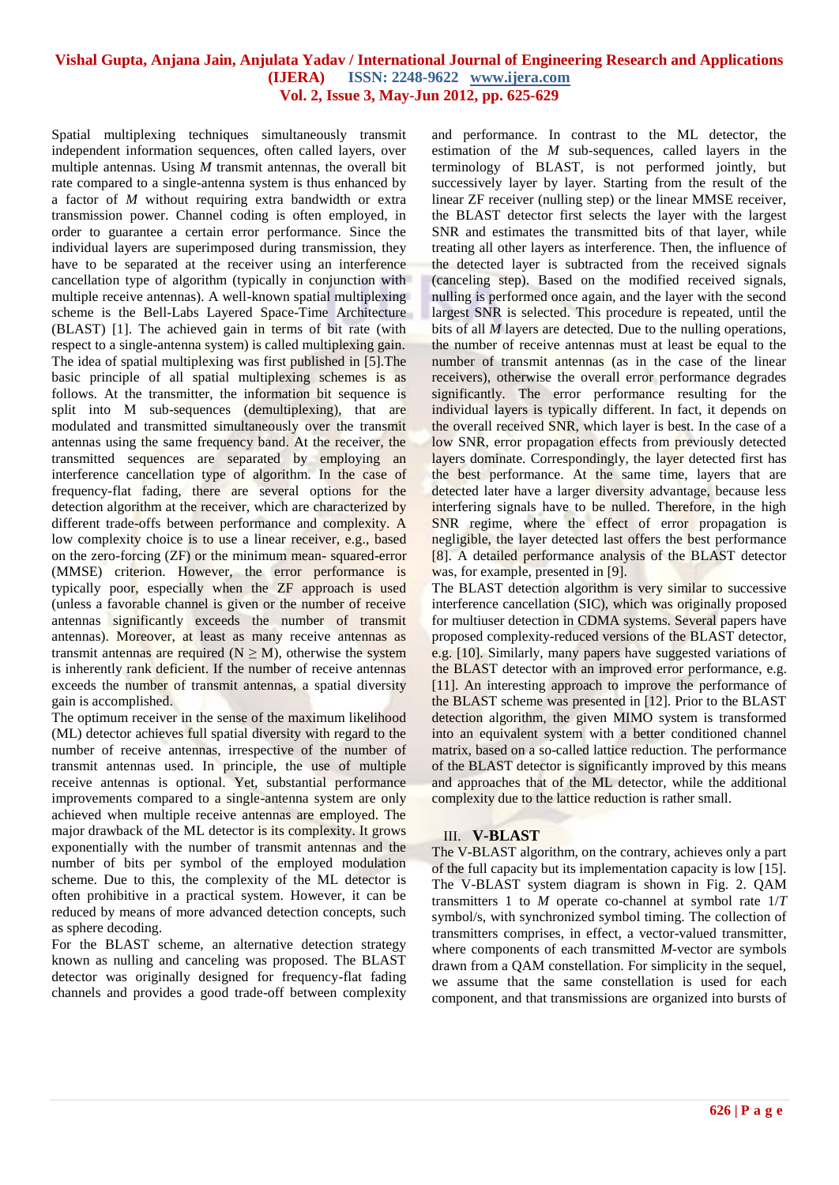Spatial multiplexing techniques simultaneously transmit independent information sequences, often called layers, over multiple antennas. Using $M$ transmit antennas, the overall bit rate compared to a single-antenna system is thus enhanced by a factor of $M$ without requiring extra bandwidth or extra transmission power. Channel coding is often employed, in order to guarantee a certain error performance. Since the individual layers are superimposed during transmission, they have to be separated at the receiver using an interference cancellation type of algorithm (typically in conjunction with multiple receive antennas). A well-known spatial multiplexing scheme is the Bell-Labs Layered Space-Time Architecture (BLAST) [1]. The achieved gain in terms of bit rate (with respect to a single-antenna system) is called multiplexing gain. The idea of spatial multiplexing was first published in [5].The basic principle of all spatial multiplexing schemes is as follows. At the transmitter, the information bit sequence is split into M sub-sequences (demultiplexing), that are modulated and transmitted simultaneously over the transmit antennas using the same frequency band. At the receiver, the transmitted sequences are separated by employing an interference cancellation type of algorithm. In the case of frequency-flat fading, there are several options for the detection algorithm at the receiver, which are characterized by different trade-offs between performance and complexity. A low complexity choice is to use a linear receiver, e.g., based on the zero-forcing (ZF) or the minimum mean- squared-error (MMSE) criterion. However, the error performance is typically poor, especially when the ZF approach is used (unless a favorable channel is given or the number of receive antennas significantly exceeds the number of transmit antennas). Moreover, at least as many receive antennas as transmit antennas are required ($N \geq M$), otherwise the system is inherently rank deficient. If the number of receive antennas exceeds the number of transmit antennas, a spatial diversity gain is accomplished.

The optimum receiver in the sense of the maximum likelihood (ML) detector achieves full spatial diversity with regard to the number of receive antennas, irrespective of the number of transmit antennas used. In principle, the use of multiple receive antennas is optional. Yet, substantial performance improvements compared to a single-antenna system are only achieved when multiple receive antennas are employed. The major drawback of the ML detector is its complexity. It grows exponentially with the number of transmit antennas and the number of bits per symbol of the employed modulation scheme. Due to this, the complexity of the ML detector is often prohibitive in a practical system. However, it can be reduced by means of more advanced detection concepts, such as sphere decoding.

For the BLAST scheme, an alternative detection strategy known as nulling and canceling was proposed. The BLAST detector was originally designed for frequency-flat fading channels and provides a good trade-off between complexity and performance. In contrast to the ML detector, the estimation of the $M$ sub-sequences, called layers in the terminology of BLAST, is not performed jointly, but successively layer by layer. Starting from the result of the linear ZF receiver (nulling step) or the linear MMSE receiver, the BLAST detector first selects the layer with the largest SNR and estimates the transmitted bits of that layer, while treating all other layers as interference. Then, the influence of the detected layer is subtracted from the received signals (canceling step). Based on the modified received signals, nulling is performed once again, and the layer with the second largest SNR is selected. This procedure is repeated, until the bits of all $M$ layers are detected. Due to the nulling operations, the number of receive antennas must at least be equal to the number of transmit antennas (as in the case of the linear receivers), otherwise the overall error performance degrades significantly. The error performance resulting for the individual layers is typically different. In fact, it depends on the overall received SNR, which layer is best. In the case of a low SNR, error propagation effects from previously detected layers dominate. Correspondingly, the layer detected first has the best performance. At the same time, layers that are detected later have a larger diversity advantage, because less interfering signals have to be nulled. Therefore, in the high SNR regime, where the effect of error propagation is negligible, the layer detected last offers the best performance [8]. A detailed performance analysis of the BLAST detector was, for example, presented in [9].

The BLAST detection algorithm is very similar to successive interference cancellation (SIC), which was originally proposed for multiuser detection in CDMA systems. Several papers have proposed complexity-reduced versions of the BLAST detector, e.g. [10]. Similarly, many papers have suggested variations of the BLAST detector with an improved error performance, e.g. [11]. An interesting approach to improve the performance of the BLAST scheme was presented in [12]. Prior to the BLAST detection algorithm, the given MIMO system is transformed into an equivalent system with a better conditioned channel matrix, based on a so-called lattice reduction. The performance of the BLAST detector is significantly improved by this means and approaches that of the ML detector, while the additional complexity due to the lattice reduction is rather small.

## III. V-BLAST

The V-BLAST algorithm, on the contrary, achieves only a part of the full capacity but its implementation capacity is low [15]. The V-BLAST system diagram is shown in Fig. 2. QAM transmitters 1 to $M$ operate co-channel at symbol rate $1/T$ symbol/s, with synchronized symbol timing. The collection of transmitters comprises, in effect, a vector-valued transmitter, where components of each transmitted $M$-vector are symbols drawn from a QAM constellation. For simplicity in the sequel, we assume that the same constellation is used for each component, and that transmissions are organized into bursts of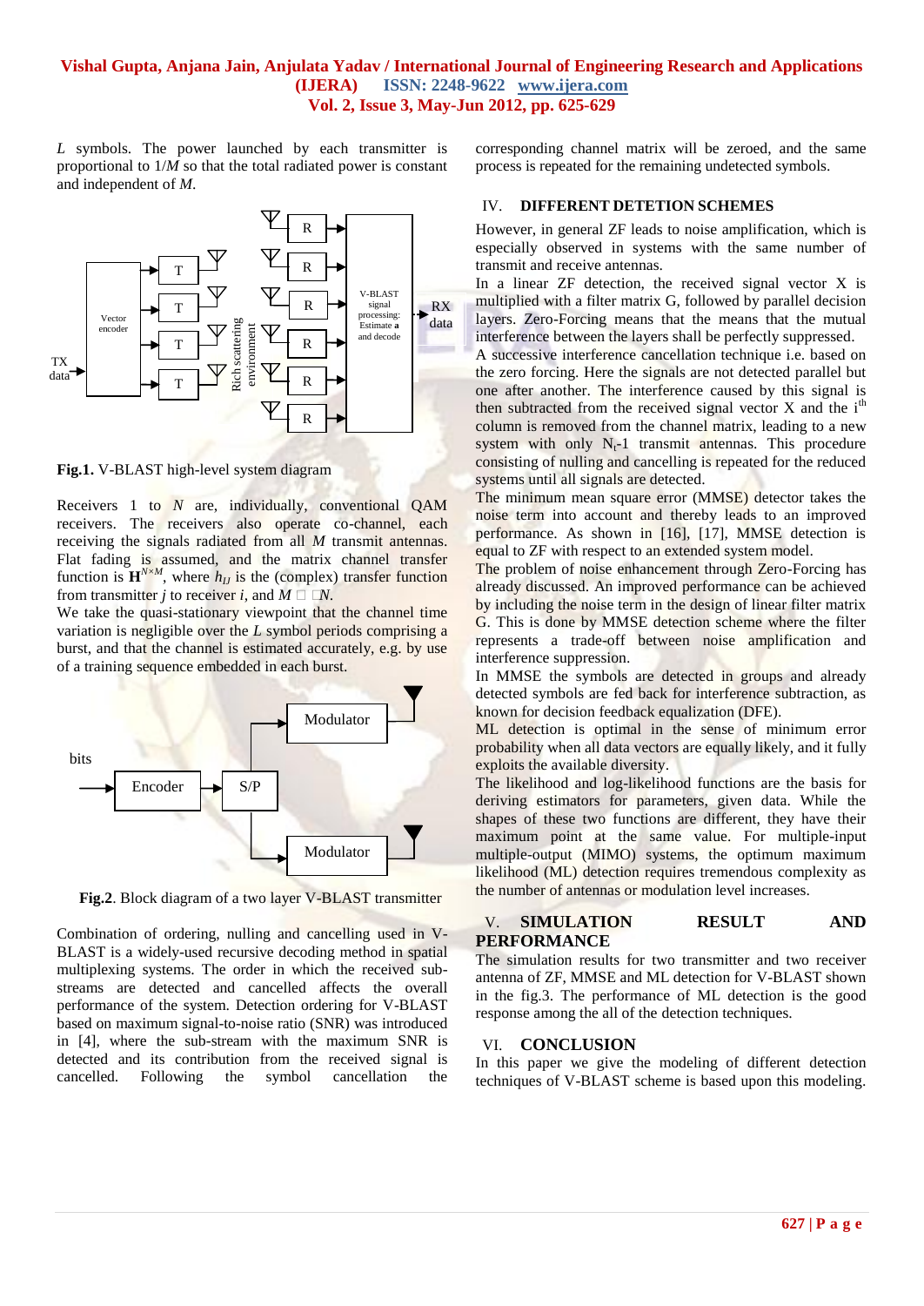*L* symbols. The power launched by each transmitter is proportional to $1/M$ so that the total radiated power is constant and independent of *M*.

**Fig.1.** V-BLAST high-level system diagram

Receivers 1 to *N* are, individually, conventional QAM receivers. The receivers also operate co-channel, each receiving the signals radiated from all *M* transmit antennas. Flat fading is assumed, and the matrix channel transfer function is $\mathbf{H}^{N\times M}$, where $h_{IJ}$ is the (complex) transfer function from transmitter *j* to receiver *i*, and $M \leq N$.

We take the quasi-stationary viewpoint that the channel time variation is negligible over the *L* symbol periods comprising a burst, and that the channel is estimated accurately, e.g. by use of a training sequence embedded in each burst.

**Fig.2**. Block diagram of a two layer V-BLAST transmitter

Combination of ordering, nulling and cancelling used in V-BLAST is a widely-used recursive decoding method in spatial multiplexing systems. The order in which the received sub-streams are detected and cancelled affects the overall performance of the system. Detection ordering for V-BLAST based on maximum signal-to-noise ratio (SNR) was introduced in [4], where the sub-stream with the maximum SNR is detected and its contribution from the received signal is cancelled. Following the symbol cancellation the corresponding channel matrix will be zeroed, and the same process is repeated for the remaining undetected symbols.

## IV. DIFFERENT DETETION SCHEMES

However, in general ZF leads to noise amplification, which is especially observed in systems with the same number of transmit and receive antennas.

In a linear ZF detection, the received signal vector X is multiplied with a filter matrix G, followed by parallel decision layers. Zero-Forcing means that the mutual interference between the layers shall be perfectly suppressed.

A successive interference cancellation technique i.e. based on the zero forcing. Here the signals are not detected parallel but one after another. The interference caused by this signal is then subtracted from the received signal vector X and the i[th] column is removed from the channel matrix, leading to a new system with only $N_t$-1 transmit antennas. This procedure consisting of nulling and cancelling is repeated for the reduced systems until all signals are detected.

The minimum mean square error (MMSE) detector takes the noise term into account and thereby leads to an improved performance. As shown in [16], [17], MMSE detection is equal to ZF with respect to an extended system model.

The problem of noise enhancement through Zero-Forcing has already discussed. An improved performance can be achieved by including the noise term in the design of linear filter matrix G. This is done by MMSE detection scheme where the filter represents a trade-off between noise amplification and interference suppression.

In MMSE the symbols are detected in groups and already detected symbols are fed back for interference subtraction, as known for decision feedback equalization (DFE).

ML detection is optimal in the sense of minimum error probability when all data vectors are equally likely, and it fully exploits the available diversity.

The likelihood and log-likelihood functions are the basis for deriving estimators for parameters, given data. While the shapes of these two functions are different, they have their maximum point at the same value. For multiple-input multiple-output (MIMO) systems, the optimum maximum likelihood (ML) detection requires tremendous complexity as the number of antennas or modulation level increases.

## V. SIMULATION RESULT AND PERFORMANCE

The simulation results for two transmitter and two receiver antenna of ZF, MMSE and ML detection for V-BLAST shown in the fig.3. The performance of ML detection is the good response among the all of the detection techniques.

## VI. CONCLUSION

In this paper we give the modeling of different detection techniques of V-BLAST scheme is based upon this modeling.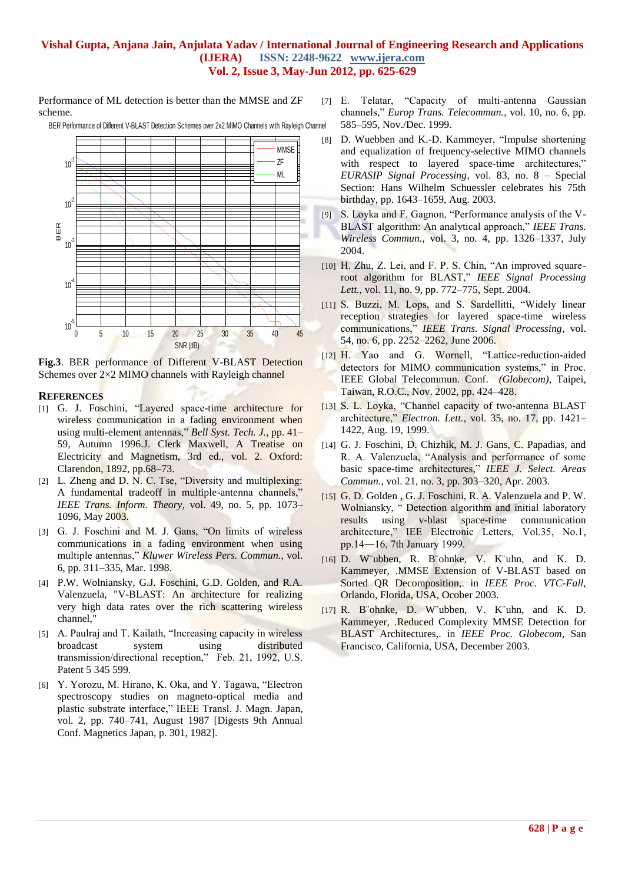Performance of ML detection is better than the MMSE and ZF scheme.

**Fig.3**. BER performance of Different V-BLAST Detection Schemes over 2×2 MIMO channels with Rayleigh channel

## REFERENCES

[1] G. J. Foschini, "Layered space-time architecture for wireless communication in a fading environment when using multi-element antennas," *Bell Syst. Tech. J.*, pp. 41–59, Autumn 1996.J. Clerk Maxwell, A Treatise on Electricity and Magnetism, 3rd ed., vol. 2. Oxford: Clarendon, 1892, pp.68–73.

[2] L. Zheng and D. N. C. Tse, "Diversity and multiplexing: A fundamental tradeoff in multiple-antenna channels," *IEEE Trans. Inform. Theory*, vol. 49, no. 5, pp. 1073–1096, May 2003.

[3] G. J. Foschini and M. J. Gans, "On limits of wireless communications in a fading environment when using multiple antennas," *Kluwer Wireless Pers. Commun.*, vol. 6, pp. 311–335, Mar. 1998.

[4] P.W. Wolniansky, G.J. Foschini, G.D. Golden, and R.A. Valenzuela, "V-BLAST: An architecture for realizing very high data rates over the rich scattering wireless channel,"

[5] A. Paulraj and T. Kailath, "Increasing capacity in wireless broadcast system using distributed transmission/directional reception," Feb. 21, 1992, U.S. Patent 5 345 599.

[6] Y. Yorozu, M. Hirano, K. Oka, and Y. Tagawa, "Electron spectroscopy studies on magneto-optical media and plastic substrate interface," IEEE Transl. J. Magn. Japan, vol. 2, pp. 740–741, August 1987 [Digests 9th Annual Conf. Magnetics Japan, p. 301, 1982].

[7] E. Telatar, "Capacity of multi-antenna Gaussian channels," *Europ Trans. Telecommun.*, vol. 10, no. 6, pp. 585–595, Nov./Dec. 1999.

[8] D. Wuebben and K.-D. Kammeyer, "Impulse shortening and equalization of frequency-selective MIMO channels with respect to layered space-time architectures," *EURASIP Signal Processing*, vol. 83, no. 8 – Special Section: Hans Wilhelm Schuessler celebrates his 75th birthday, pp. 1643–1659, Aug. 2003.

[9] S. Loyka and F. Gagnon, "Performance analysis of the V-BLAST algorithm: An analytical approach," *IEEE Trans. Wireless Commun.*, vol. 3, no. 4, pp. 1326–1337, July 2004.

[10] H. Zhu, Z. Lei, and F. P. S. Chin, "An improved square-root algorithm for BLAST," *IEEE Signal Processing Lett.*, vol. 11, no. 9, pp. 772–775, Sept. 2004.

[11] S. Buzzi, M. Lops, and S. Sardellitti, "Widely linear reception strategies for layered space-time wireless communications," *IEEE Trans. Signal Processing*, vol. 54, no. 6, pp. 2252–2262, June 2006.

[12] H. Yao and G. Wornell, "Lattice-reduction-aided detectors for MIMO communication systems," in Proc. IEEE Global Telecommun. Conf. *(Globecom)*, Taipei, Taiwan, R.O.C., Nov. 2002, pp. 424–428.

[13] S. L. Loyka, "Channel capacity of two-antenna BLAST architecture," *Electron. Lett.*, vol. 35, no. 17, pp. 1421–1422, Aug. 19, 1999.

[14] G. J. Foschini, D. Chizhik, M. J. Gans, C. Papadias, and R. A. Valenzuela, "Analysis and performance of some basic space-time architectures," *IEEE J. Select. Areas Commun.*, vol. 21, no. 3, pp. 303–320, Apr. 2003.

[15] G. D. Golden , G. J. Foschini, R. A. Valenzuela and P. W. Wolniansky, " Detection algorithm and initial laboratory results using v-blast space-time communication architecture," IEE Electronic Letters, Vol.35, No.1, pp.14―16, 7th January 1999.

[16] D. W¨ubben, R. B¨ohnke, V. K¨uhn, and K. D. Kammeyer, .MMSE Extension of V-BLAST based on Sorted QR Decomposition,. in *IEEE Proc. VTC-Fall*, Orlando, Florida, USA, Ocober 2003.

[17] R. B¨ohnke, D. W¨ubben, V. K¨uhn, and K. D. Kammeyer, .Reduced Complexity MMSE Detection for BLAST Architectures,. in *IEEE Proc. Globecom*, San Francisco, California, USA, December 2003.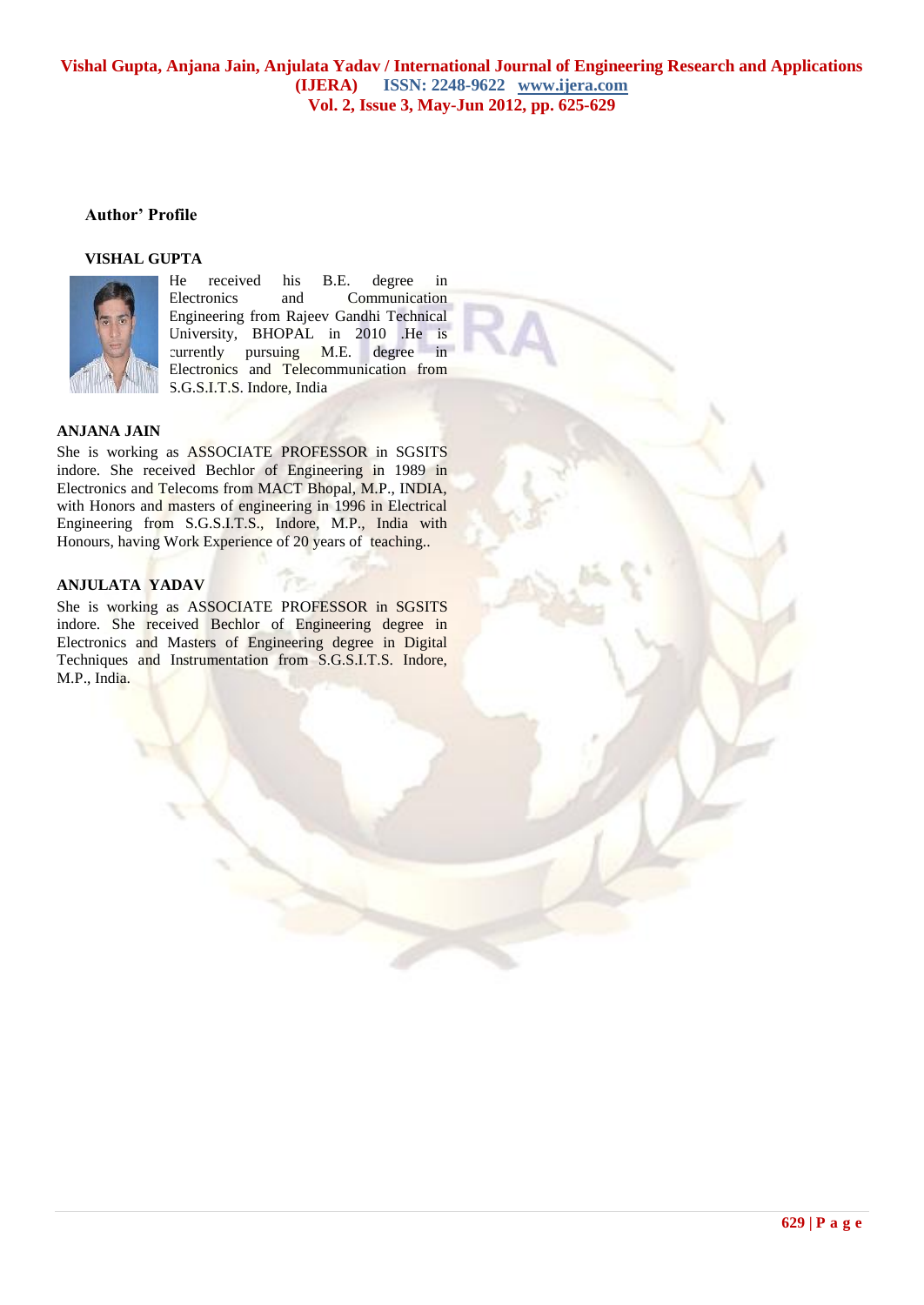## Author' Profile

### VISHAL GUPTA

He received his B.E. degree in Electronics and Communication Engineering from Rajeev Gandhi Technical University, BHOPAL in 2010 .He is currently pursuing M.E. degree in Electronics and Telecommunication from S.G.S.I.T.S. Indore, India

### ANJANA JAIN

She is working as ASSOCIATE PROFESSOR in SGSITS indore. She received Bechlor of Engineering in 1989 in Electronics and Telecoms from MACT Bhopal, M.P., INDIA, with Honors and masters of engineering in 1996 in Electrical Engineering from S.G.S.I.T.S., Indore, M.P., India with Honours, having Work Experience of 20 years of teaching..

### ANJULATA YADAV

She is working as ASSOCIATE PROFESSOR in SGSITS indore. She received Bechlor of Engineering degree in Electronics and Masters of Engineering degree in Digital Techniques and Instrumentation from S.G.S.I.T.S. Indore, M.P., India.